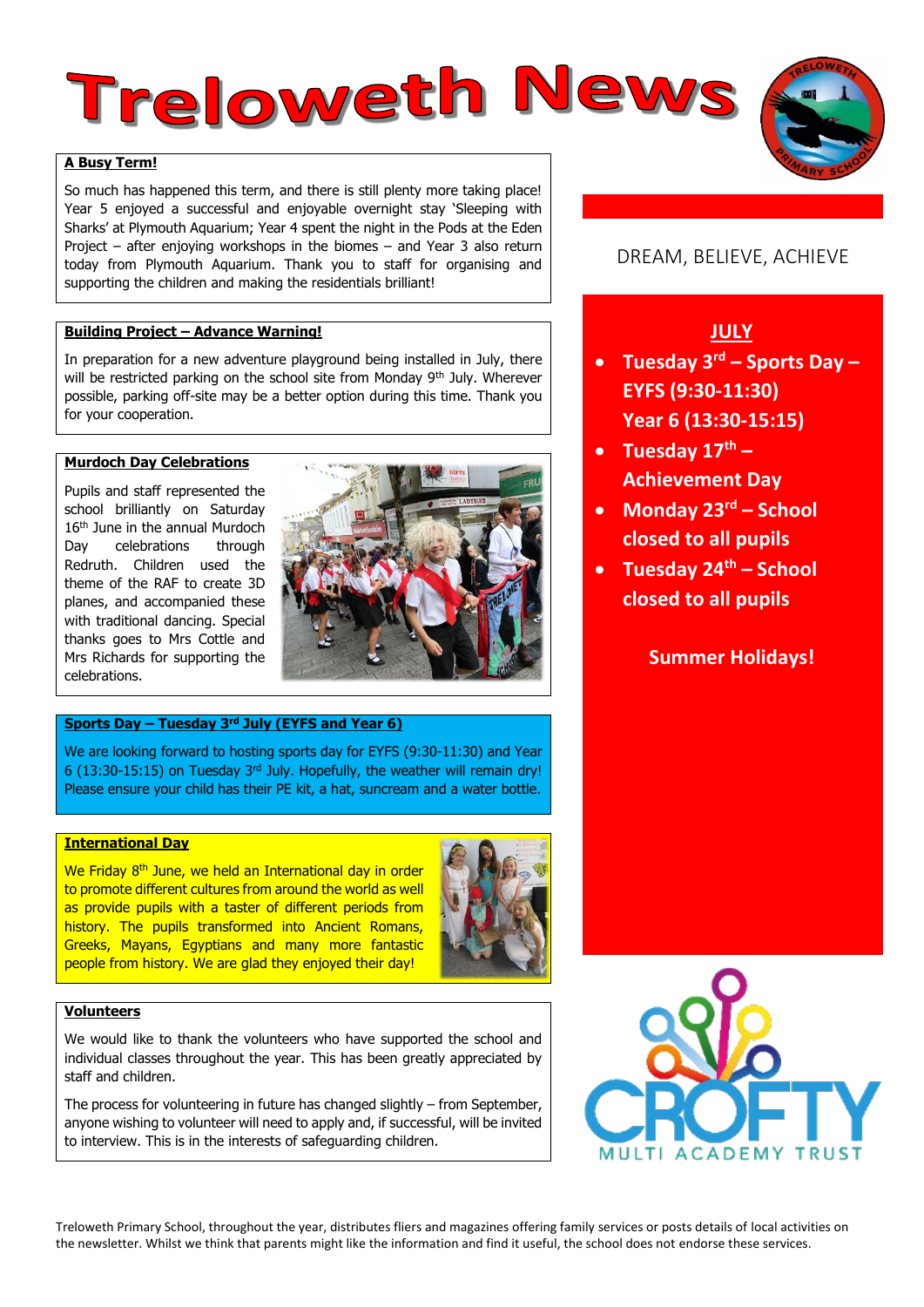# Treloweth News

## A Busy Term!

So much has happened this term, and there is still plenty more taking place! Year 5 enjoyed a successful and enjoyable overnight stay 'Sleeping with Sharks' at Plymouth Aquarium; Year 4 spent the night in the Pods at the Eden Project – after enjoying workshops in the biomes – and Year 3 also return today from Plymouth Aquarium. Thank you to staff for organising and supporting the children and making the residentials brilliant!

## Building Project – Advance Warning!

In preparation for a new adventure playground being installed in July, there will be restricted parking on the school site from Monday 9th July. Wherever possible, parking off-site may be a better option during this time. Thank you for your cooperation.

## Murdoch Day Celebrations

Pupils and staff represented the school brilliantly on Saturday 16th June in the annual Murdoch Day celebrations through Redruth. Children used the theme of the RAF to create 3D planes, and accompanied these with traditional dancing. Special thanks goes to Mrs Cottle and Mrs Richards for supporting the celebrations.

## Sports Day – Tuesday 3rd July (EYFS and Year 6)

We are looking forward to hosting sports day for EYFS (9:30-11:30) and Year 6 (13:30-15:15) on Tuesday 3rd July. Hopefully, the weather will remain dry! Please ensure your child has their PE kit, a hat, suncream and a water bottle.

## International Day

We Friday 8th June, we held an International day in order to promote different cultures from around the world as well as provide pupils with a taster of different periods from history. The pupils transformed into Ancient Romans, Greeks, Mayans, Egyptians and many more fantastic people from history. We are glad they enjoyed their day!

## Volunteers

We would like to thank the volunteers who have supported the school and individual classes throughout the year. This has been greatly appreciated by staff and children.

The process for volunteering in future has changed slightly – from September, anyone wishing to volunteer will need to apply and, if successful, will be invited to interview. This is in the interests of safeguarding children.

---

DREAM, BELIEVE, ACHIEVE

## JULY

- **Tuesday 3rd – Sports Day – EYFS (9:30-11:30) Year 6 (13:30-15:15)**
- **Tuesday 17th – Achievement Day**
- **Monday 23rd – School closed to all pupils**
- **Tuesday 24th – School closed to all pupils**

**Summer Holidays!**

CROFTY MULTI ACADEMY TRUST

---

Treloweth Primary School, throughout the year, distributes fliers and magazines offering family services or posts details of local activities on the newsletter. Whilst we think that parents might like the information and find it useful, the school does not endorse these services.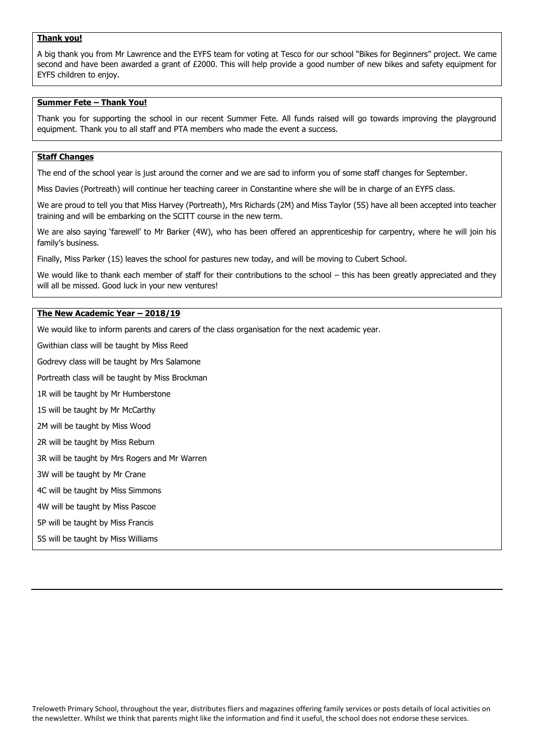**Thank you!**

A big thank you from Mr Lawrence and the EYFS team for voting at Tesco for our school "Bikes for Beginners" project. We came second and have been awarded a grant of £2000. This will help provide a good number of new bikes and safety equipment for EYFS children to enjoy.

**Summer Fete – Thank You!**

Thank you for supporting the school in our recent Summer Fete. All funds raised will go towards improving the playground equipment. Thank you to all staff and PTA members who made the event a success.

**Staff Changes**

The end of the school year is just around the corner and we are sad to inform you of some staff changes for September.

Miss Davies (Portreath) will continue her teaching career in Constantine where she will be in charge of an EYFS class.

We are proud to tell you that Miss Harvey (Portreath), Mrs Richards (2M) and Miss Taylor (5S) have all been accepted into teacher training and will be embarking on the SCITT course in the new term.

We are also saying 'farewell' to Mr Barker (4W), who has been offered an apprenticeship for carpentry, where he will join his family's business.

Finally, Miss Parker (1S) leaves the school for pastures new today, and will be moving to Cubert School.

We would like to thank each member of staff for their contributions to the school – this has been greatly appreciated and they will all be missed. Good luck in your new ventures!

**The New Academic Year – 2018/19**

We would like to inform parents and carers of the class organisation for the next academic year.

Gwithian class will be taught by Miss Reed

Godrevy class will be taught by Mrs Salamone

Portreath class will be taught by Miss Brockman

1R will be taught by Mr Humberstone

1S will be taught by Mr McCarthy

2M will be taught by Miss Wood

2R will be taught by Miss Reburn

3R will be taught by Mrs Rogers and Mr Warren

3W will be taught by Mr Crane

4C will be taught by Miss Simmons

4W will be taught by Miss Pascoe

5P will be taught by Miss Francis

5S will be taught by Miss Williams

Treloweth Primary School, throughout the year, distributes fliers and magazines offering family services or posts details of local activities on the newsletter. Whilst we think that parents might like the information and find it useful, the school does not endorse these services.